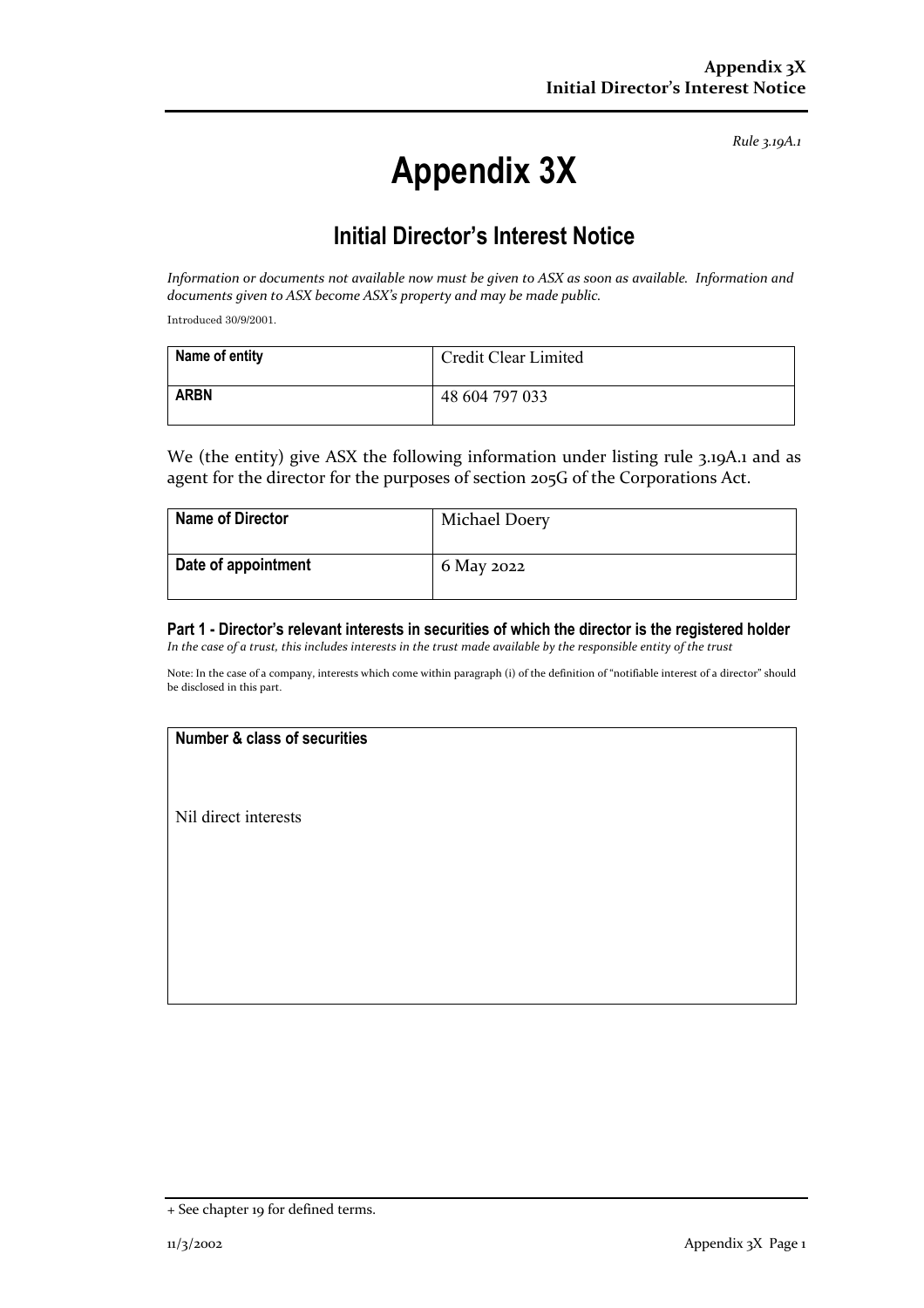*Rule 3.19A.1*

# Appendix 3X

## Initial Director's Interest Notice

*Information or documents not available now must be given to ASX as soon as available. Information and documents given to ASX become ASX's property and may be made public.*

Introduced 30/9/2001.

| Name of entity | Credit Clear Limited |
|---|---|
| ARBN | 48 604 797 033 |

We (the entity) give ASX the following information under listing rule 3.19A.1 and as agent for the director for the purposes of section 205G of the Corporations Act.

| Name of Director | Michael Doery |
|---|---|
| Date of appointment | 6 May 2022 |

### Part 1 - Director's relevant interests in securities of which the director is the registered holder

*In the case of a trust, this includes interests in the trust made available by the responsible entity of the trust*

Note: In the case of a company, interests which come within paragraph (i) of the definition of "notifiable interest of a director" should be disclosed in this part.

| Number & class of securities |
|---|
| Nil direct interests |

+ See chapter 19 for defined terms.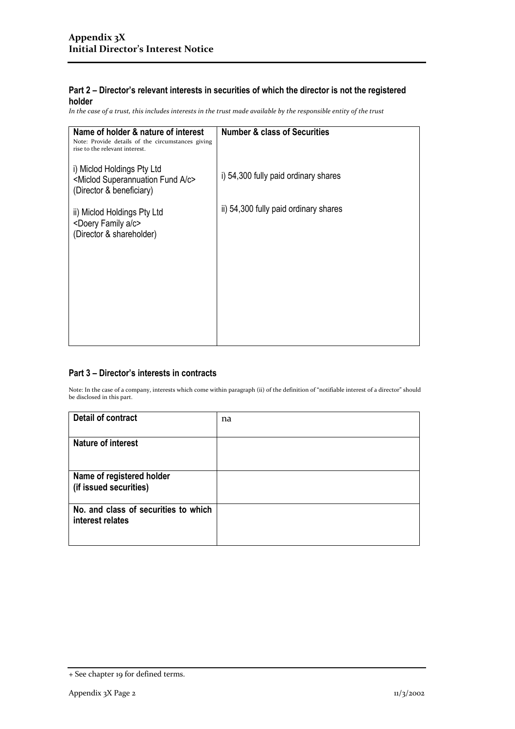## Part 2 – Director's relevant interests in securities of which the director is not the registered holder

*In the case of a trust, this includes interests in the trust made available by the responsible entity of the trust*

| Name of holder & nature of interest<br>Note: Provide details of the circumstances giving rise to the relevant interest. | Number & class of Securities |
|---|---|
| i) Miclod Holdings Pty Ltd<br><Miclod Superannuation Fund A/c><br>(Director & beneficiary) | i) 54,300 fully paid ordinary shares |
| ii) Miclod Holdings Pty Ltd<br><Doery Family a/c><br>(Director & shareholder) | ii) 54,300 fully paid ordinary shares |

## Part 3 – Director's interests in contracts

Note: In the case of a company, interests which come within paragraph (ii) of the definition of "notifiable interest of a director" should be disclosed in this part.

| | |
|---|---|
| **Detail of contract** | na |
| **Nature of interest** | |
| **Name of registered holder (if issued securities)** | |
| **No. and class of securities to which interest relates** | |

+ See chapter 19 for defined terms.